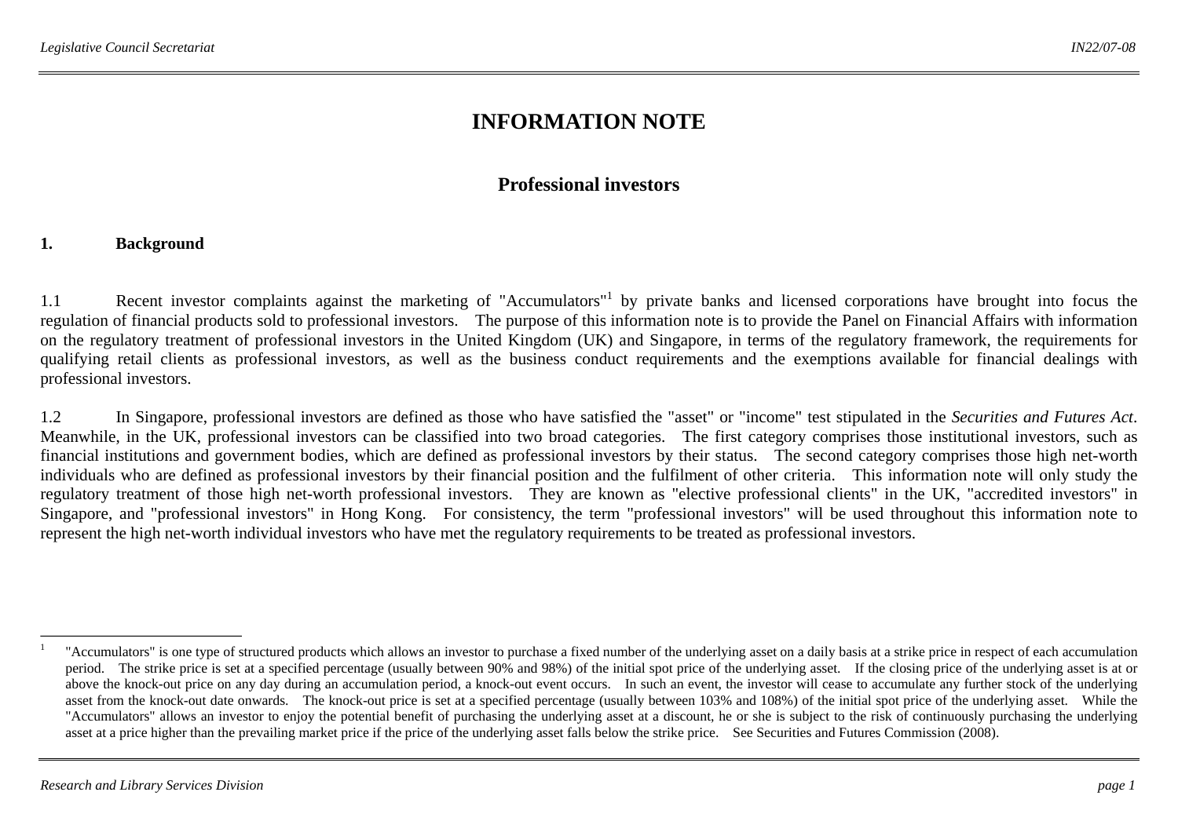# INFORMATION NOTE

## Professional investors

### 1. Background

1.1 Recent investor complaints against the marketing of "Accumulators"[1] by private banks and licensed corporations have brought into focus the regulation of financial products sold to professional investors. The purpose of this information note is to provide the Panel on Financial Affairs with information on the regulatory treatment of professional investors in the United Kingdom (UK) and Singapore, in terms of the regulatory framework, the requirements for qualifying retail clients as professional investors, as well as the business conduct requirements and the exemptions available for financial dealings with professional investors.

1.2 In Singapore, professional investors are defined as those who have satisfied the "asset" or "income" test stipulated in the *Securities and Futures Act*. Meanwhile, in the UK, professional investors can be classified into two broad categories. The first category comprises those institutional investors, such as financial institutions and government bodies, which are defined as professional investors by their status. The second category comprises those high net-worth individuals who are defined as professional investors by their financial position and the fulfilment of other criteria. This information note will only study the regulatory treatment of those high net-worth professional investors. They are known as "elective professional clients" in the UK, "accredited investors" in Singapore, and "professional investors" in Hong Kong. For consistency, the term "professional investors" will be used throughout this information note to represent the high net-worth individual investors who have met the regulatory requirements to be treated as professional investors.

---

[1] "Accumulators" is one type of structured products which allows an investor to purchase a fixed number of the underlying asset on a daily basis at a strike price in respect of each accumulation period. The strike price is set at a specified percentage (usually between 90% and 98%) of the initial spot price of the underlying asset. If the closing price of the underlying asset is at or above the knock-out price on any day during an accumulation period, a knock-out event occurs. In such an event, the investor will cease to accumulate any further stock of the underlying asset from the knock-out date onwards. The knock-out price is set at a specified percentage (usually between 103% and 108%) of the initial spot price of the underlying asset. While the "Accumulators" allows an investor to enjoy the potential benefit of purchasing the underlying asset at a discount, he or she is subject to the risk of continuously purchasing the underlying asset at a price higher than the prevailing market price if the price of the underlying asset falls below the strike price. See Securities and Futures Commission (2008).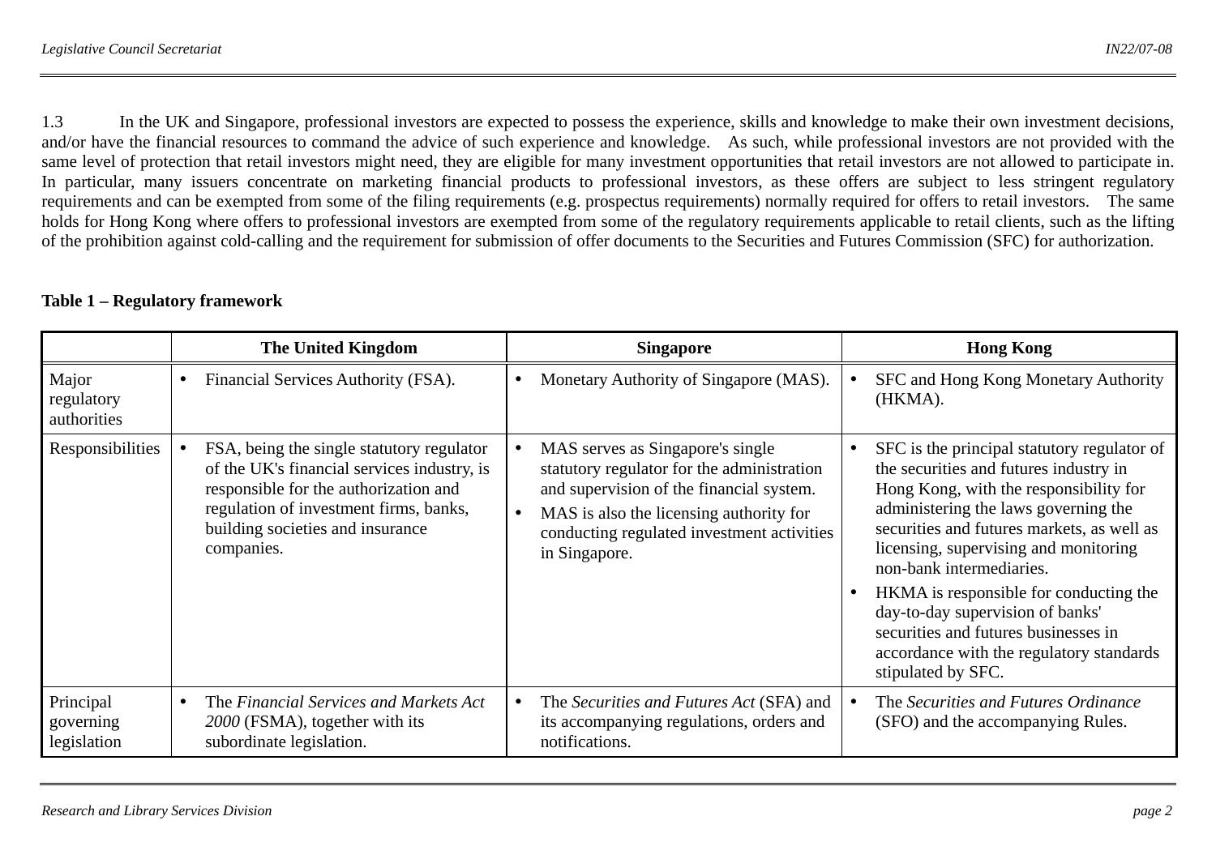1.3 In the UK and Singapore, professional investors are expected to possess the experience, skills and knowledge to make their own investment decisions, and/or have the financial resources to command the advice of such experience and knowledge. As such, while professional investors are not provided with the same level of protection that retail investors might need, they are eligible for many investment opportunities that retail investors are not allowed to participate in. In particular, many issuers concentrate on marketing financial products to professional investors, as these offers are subject to less stringent regulatory requirements and can be exempted from some of the filing requirements (e.g. prospectus requirements) normally required for offers to retail investors. The same holds for Hong Kong where offers to professional investors are exempted from some of the regulatory requirements applicable to retail clients, such as the lifting of the prohibition against cold-calling and the requirement for submission of offer documents to the Securities and Futures Commission (SFC) for authorization.

**Table 1 – Regulatory framework**

| | The United Kingdom | Singapore | Hong Kong |
|---|---|---|---|
| Major regulatory authorities | • Financial Services Authority (FSA). | • Monetary Authority of Singapore (MAS). | • SFC and Hong Kong Monetary Authority (HKMA). |
| Responsibilities | • FSA, being the single statutory regulator of the UK's financial services industry, is responsible for the authorization and regulation of investment firms, banks, building societies and insurance companies. | • MAS serves as Singapore's single statutory regulator for the administration and supervision of the financial system.<br>• MAS is also the licensing authority for conducting regulated investment activities in Singapore. | • SFC is the principal statutory regulator of the securities and futures industry in Hong Kong, with the responsibility for administering the laws governing the securities and futures markets, as well as licensing, supervising and monitoring non-bank intermediaries.<br>• HKMA is responsible for conducting the day-to-day supervision of banks' securities and futures businesses in accordance with the regulatory standards stipulated by SFC. |
| Principal governing legislation | • The *Financial Services and Markets Act 2000* (FSMA), together with its subordinate legislation. | • The *Securities and Futures Act* (SFA) and its accompanying regulations, orders and notifications. | • The *Securities and Futures Ordinance* (SFO) and the accompanying Rules. |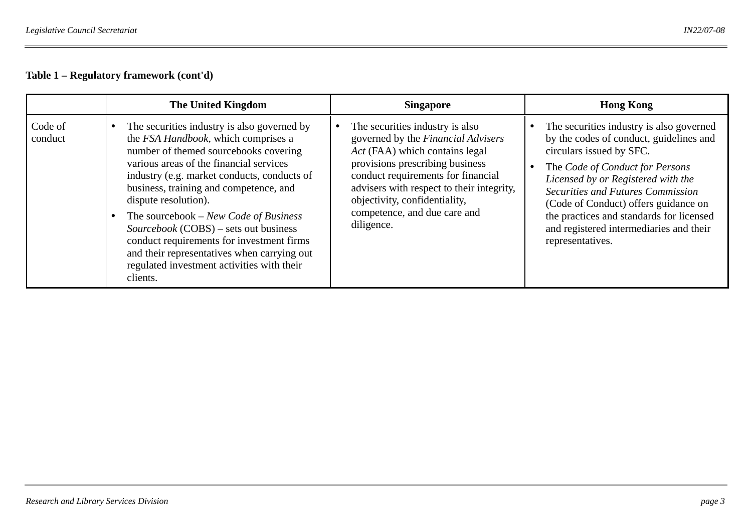**Table 1 – Regulatory framework (cont'd)**

| | The United Kingdom | Singapore | Hong Kong |
|---|---|---|---|
| Code of conduct | • The securities industry is also governed by the *FSA Handbook*, which comprises a number of themed sourcebooks covering various areas of the financial services industry (e.g. market conducts, conducts of business, training and competence, and dispute resolution).<br>• The sourcebook – *New Code of Business Sourcebook* (COBS) – sets out business conduct requirements for investment firms and their representatives when carrying out regulated investment activities with their clients. | • The securities industry is also governed by the *Financial Advisers Act* (FAA) which contains legal provisions prescribing business conduct requirements for financial advisers with respect to their integrity, objectivity, confidentiality, competence, and due care and diligence. | • The securities industry is also governed by the codes of conduct, guidelines and circulars issued by SFC.<br>• The *Code of Conduct for Persons Licensed by or Registered with the Securities and Futures Commission* (Code of Conduct) offers guidance on the practices and standards for licensed and registered intermediaries and their representatives. |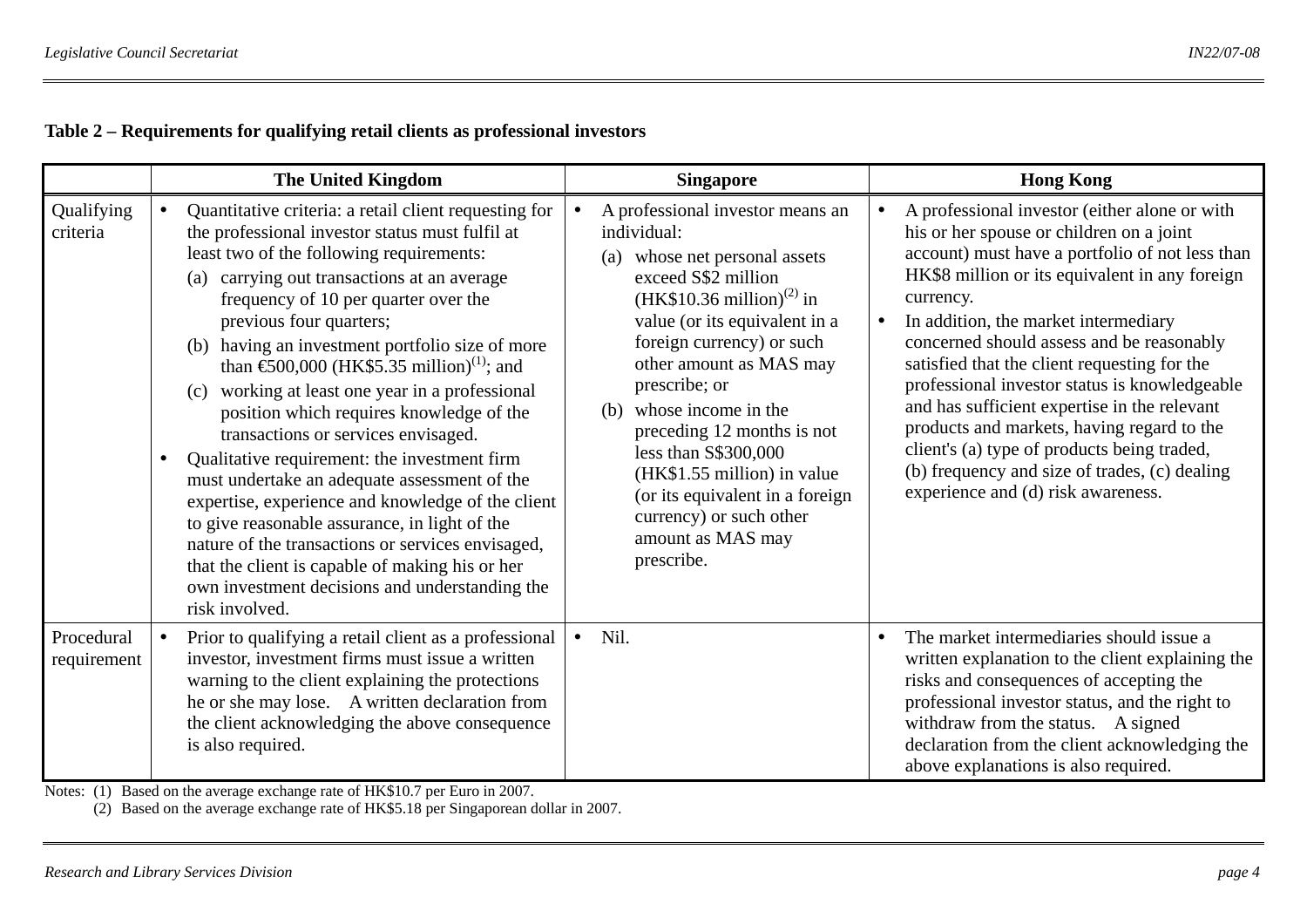**Table 2 – Requirements for qualifying retail clients as professional investors**

| | The United Kingdom | Singapore | Hong Kong |
|---|---|---|---|
| Qualifying criteria | • Quantitative criteria: a retail client requesting for the professional investor status must fulfil at least two of the following requirements:<br>(a) carrying out transactions at an average frequency of 10 per quarter over the previous four quarters;<br>(b) having an investment portfolio size of more than €500,000 (HK$5.35 million)(1); and<br>(c) working at least one year in a professional position which requires knowledge of the transactions or services envisaged.<br>• Qualitative requirement: the investment firm must undertake an adequate assessment of the expertise, experience and knowledge of the client to give reasonable assurance, in light of the nature of the transactions or services envisaged, that the client is capable of making his or her own investment decisions and understanding the risk involved. | • A professional investor means an individual:<br>(a) whose net personal assets exceed S$2 million (HK$10.36 million)(2) in value (or its equivalent in a foreign currency) or such other amount as MAS may prescribe; or<br>(b) whose income in the preceding 12 months is not less than S$300,000 (HK$1.55 million) in value (or its equivalent in a foreign currency) or such other amount as MAS may prescribe. | • A professional investor (either alone or with his or her spouse or children on a joint account) must have a portfolio of not less than HK$8 million or its equivalent in any foreign currency.<br>• In addition, the market intermediary concerned should assess and be reasonably satisfied that the client requesting for the professional investor status is knowledgeable and has sufficient expertise in the relevant products and markets, having regard to the client's (a) type of products being traded, (b) frequency and size of trades, (c) dealing experience and (d) risk awareness. |
| Procedural requirement | • Prior to qualifying a retail client as a professional investor, investment firms must issue a written warning to the client explaining the protections he or she may lose. A written declaration from the client acknowledging the above consequence is also required. | • Nil. | • The market intermediaries should issue a written explanation to the client explaining the risks and consequences of accepting the professional investor status, and the right to withdraw from the status. A signed declaration from the client acknowledging the above explanations is also required. |

Notes: (1) Based on the average exchange rate of HK$10.7 per Euro in 2007.
(2) Based on the average exchange rate of HK$5.18 per Singaporean dollar in 2007.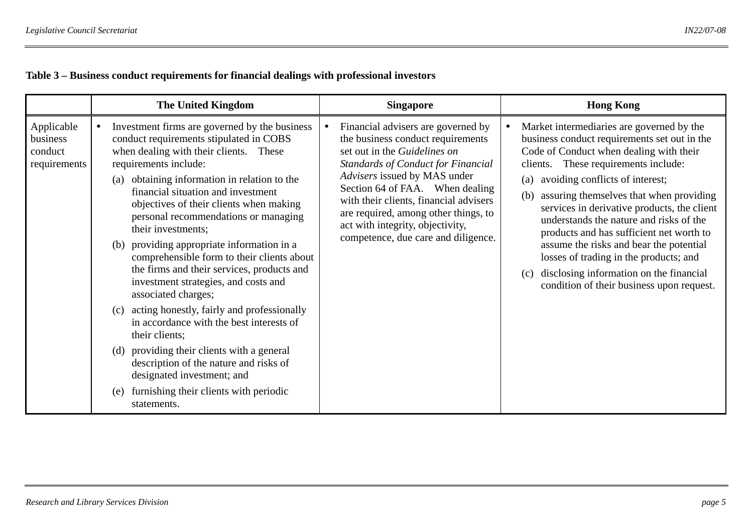**Table 3 – Business conduct requirements for financial dealings with professional investors**

| | The United Kingdom | Singapore | Hong Kong |
|---|---|---|---|
| Applicable business conduct requirements | • Investment firms are governed by the business conduct requirements stipulated in COBS when dealing with their clients. These requirements include:<br>(a) obtaining information in relation to the financial situation and investment objectives of their clients when making personal recommendations or managing their investments;<br>(b) providing appropriate information in a comprehensible form to their clients about the firms and their services, products and investment strategies, and costs and associated charges;<br>(c) acting honestly, fairly and professionally in accordance with the best interests of their clients;<br>(d) providing their clients with a general description of the nature and risks of designated investment; and<br>(e) furnishing their clients with periodic statements. | • Financial advisers are governed by the business conduct requirements set out in the *Guidelines on Standards of Conduct for Financial Advisers* issued by MAS under Section 64 of FAA. When dealing with their clients, financial advisers are required, among other things, to act with integrity, objectivity, competence, due care and diligence. | • Market intermediaries are governed by the business conduct requirements set out in the Code of Conduct when dealing with their clients. These requirements include:<br>(a) avoiding conflicts of interest;<br>(b) assuring themselves that when providing services in derivative products, the client understands the nature and risks of the products and has sufficient net worth to assume the risks and bear the potential losses of trading in the products; and<br>(c) disclosing information on the financial condition of their business upon request. |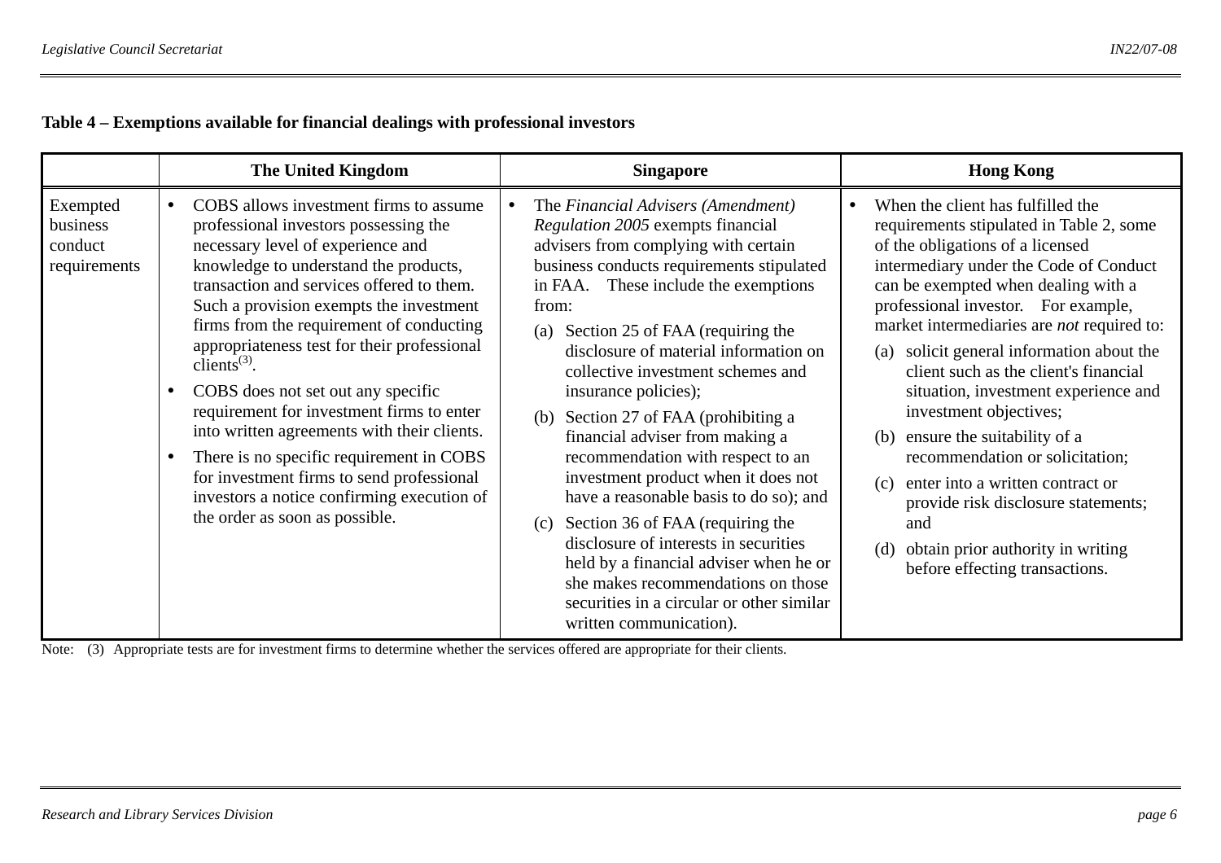**Table 4 – Exemptions available for financial dealings with professional investors**

| | The United Kingdom | Singapore | Hong Kong |
|---|---|---|---|
| Exempted business conduct requirements | • COBS allows investment firms to assume professional investors possessing the necessary level of experience and knowledge to understand the products, transaction and services offered to them. Such a provision exempts the investment firms from the requirement of conducting appropriateness test for their professional clients[(3)].<br>• COBS does not set out any specific requirement for investment firms to enter into written agreements with their clients.<br>• There is no specific requirement in COBS for investment firms to send professional investors a notice confirming execution of the order as soon as possible. | • The *Financial Advisers (Amendment) Regulation 2005* exempts financial advisers from complying with certain business conducts requirements stipulated in FAA. These include the exemptions from:<br>(a) Section 25 of FAA (requiring the disclosure of material information on collective investment schemes and insurance policies);<br>(b) Section 27 of FAA (prohibiting a financial adviser from making a recommendation with respect to an investment product when it does not have a reasonable basis to do so); and<br>(c) Section 36 of FAA (requiring the disclosure of interests in securities held by a financial adviser when he or she makes recommendations on those securities in a circular or other similar written communication). | • When the client has fulfilled the requirements stipulated in Table 2, some of the obligations of a licensed intermediary under the Code of Conduct can be exempted when dealing with a professional investor. For example, market intermediaries are *not* required to:<br>(a) solicit general information about the client such as the client's financial situation, investment experience and investment objectives;<br>(b) ensure the suitability of a recommendation or solicitation;<br>(c) enter into a written contract or provide risk disclosure statements; and<br>(d) obtain prior authority in writing before effecting transactions. |

Note: (3) Appropriate tests are for investment firms to determine whether the services offered are appropriate for their clients.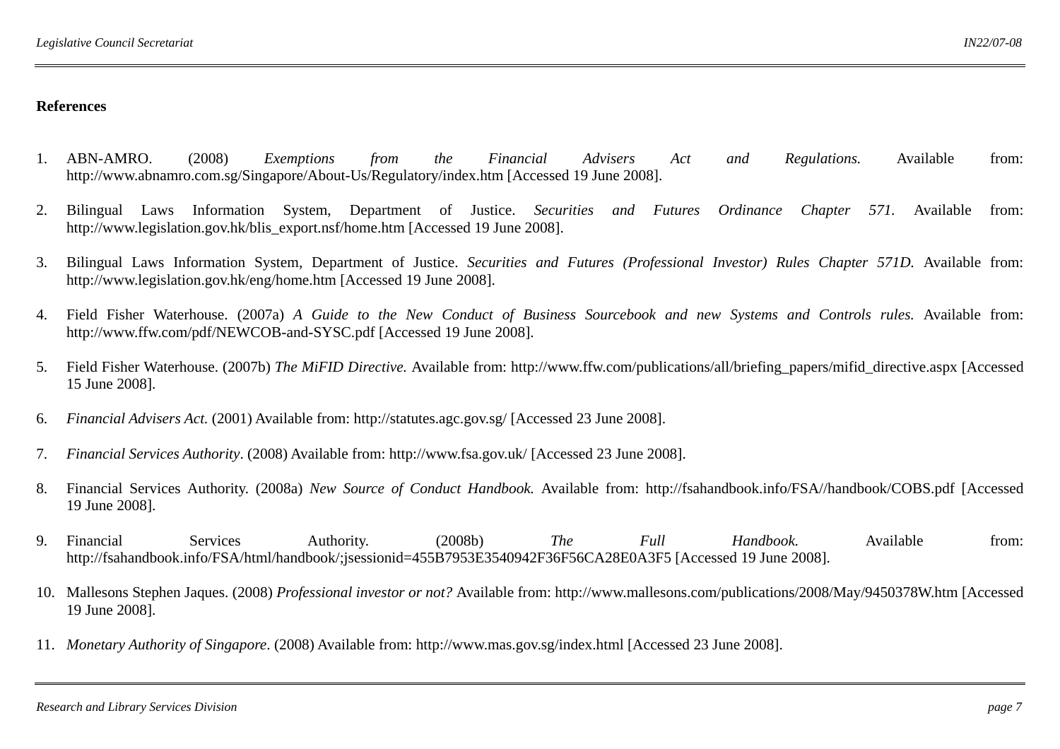**References**

1. ABN-AMRO. (2008) *Exemptions from the Financial Advisers Act and Regulations.* Available from: http://www.abnamro.com.sg/Singapore/About-Us/Regulatory/index.htm [Accessed 19 June 2008].

2. Bilingual Laws Information System, Department of Justice. *Securities and Futures Ordinance Chapter 571.* Available from: http://www.legislation.gov.hk/blis_export.nsf/home.htm [Accessed 19 June 2008].

3. Bilingual Laws Information System, Department of Justice. *Securities and Futures (Professional Investor) Rules Chapter 571D.* Available from: http://www.legislation.gov.hk/eng/home.htm [Accessed 19 June 2008].

4. Field Fisher Waterhouse. (2007a) *A Guide to the New Conduct of Business Sourcebook and new Systems and Controls rules.* Available from: http://www.ffw.com/pdf/NEWCOB-and-SYSC.pdf [Accessed 19 June 2008].

5. Field Fisher Waterhouse. (2007b) *The MiFID Directive.* Available from: http://www.ffw.com/publications/all/briefing_papers/mifid_directive.aspx [Accessed 15 June 2008].

6. *Financial Advisers Act.* (2001) Available from: http://statutes.agc.gov.sg/ [Accessed 23 June 2008].

7. *Financial Services Authority*. (2008) Available from: http://www.fsa.gov.uk/ [Accessed 23 June 2008].

8. Financial Services Authority. (2008a) *New Source of Conduct Handbook.* Available from: http://fsahandbook.info/FSA//handbook/COBS.pdf [Accessed 19 June 2008].

9. Financial Services Authority. (2008b) *The Full Handbook.* Available from: http://fsahandbook.info/FSA/html/handbook/;jsessionid=455B7953E3540942F36F56CA28E0A3F5 [Accessed 19 June 2008].

10. Mallesons Stephen Jaques. (2008) *Professional investor or not?* Available from: http://www.mallesons.com/publications/2008/May/9450378W.htm [Accessed 19 June 2008].

11. *Monetary Authority of Singapore*. (2008) Available from: http://www.mas.gov.sg/index.html [Accessed 23 June 2008].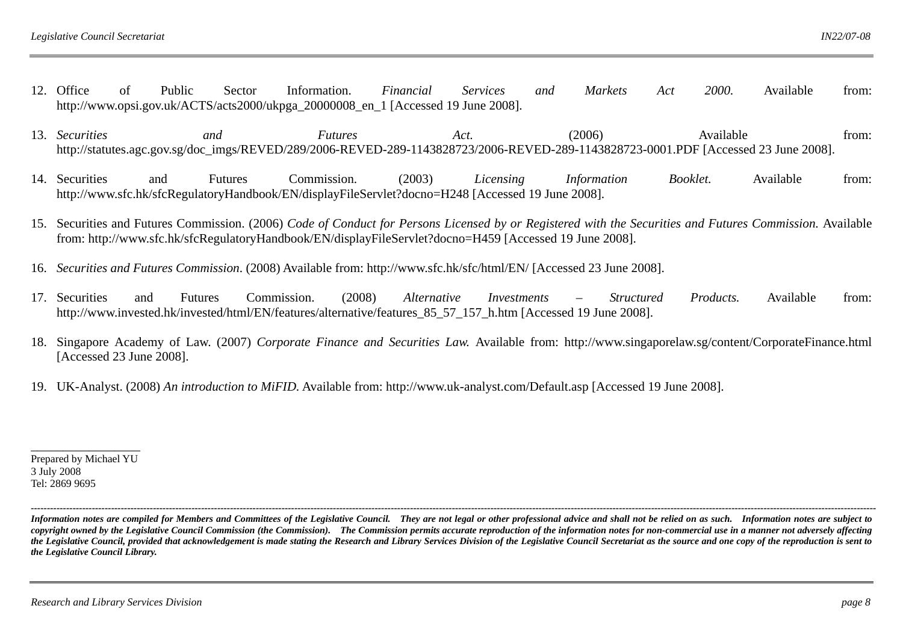12. Office of Public Sector Information. *Financial Services and Markets Act 2000.* Available from: http://www.opsi.gov.uk/ACTS/acts2000/ukpga_20000008_en_1 [Accessed 19 June 2008].

13. *Securities and Futures Act.* (2006) Available from: http://statutes.agc.gov.sg/doc_imgs/REVED/289/2006-REVED-289-1143828723/2006-REVED-289-1143828723-0001.PDF [Accessed 23 June 2008].

14. Securities and Futures Commission. (2003) *Licensing Information Booklet.* Available from: http://www.sfc.hk/sfcRegulatoryHandbook/EN/displayFileServlet?docno=H248 [Accessed 19 June 2008].

15. Securities and Futures Commission. (2006) *Code of Conduct for Persons Licensed by or Registered with the Securities and Futures Commission.* Available from: http://www.sfc.hk/sfcRegulatoryHandbook/EN/displayFileServlet?docno=H459 [Accessed 19 June 2008].

16. *Securities and Futures Commission*. (2008) Available from: http://www.sfc.hk/sfc/html/EN/ [Accessed 23 June 2008].

17. Securities and Futures Commission. (2008) *Alternative Investments – Structured Products.* Available from: http://www.invested.hk/invested/html/EN/features/alternative/features_85_57_157_h.htm [Accessed 19 June 2008].

18. Singapore Academy of Law. (2007) *Corporate Finance and Securities Law.* Available from: http://www.singaporelaw.sg/content/CorporateFinance.html [Accessed 23 June 2008].

19. UK-Analyst. (2008) *An introduction to MiFID.* Available from: http://www.uk-analyst.com/Default.asp [Accessed 19 June 2008].

---

Prepared by Michael YU
3 July 2008
Tel: 2869 9695

---

***Information notes are compiled for Members and Committees of the Legislative Council. They are not legal or other professional advice and shall not be relied on as such. Information notes are subject to copyright owned by the Legislative Council Commission (the Commission). The Commission permits accurate reproduction of the information notes for non-commercial use in a manner not adversely affecting the Legislative Council, provided that acknowledgement is made stating the Research and Library Services Division of the Legislative Council Secretariat as the source and one copy of the reproduction is sent to the Legislative Council Library.***